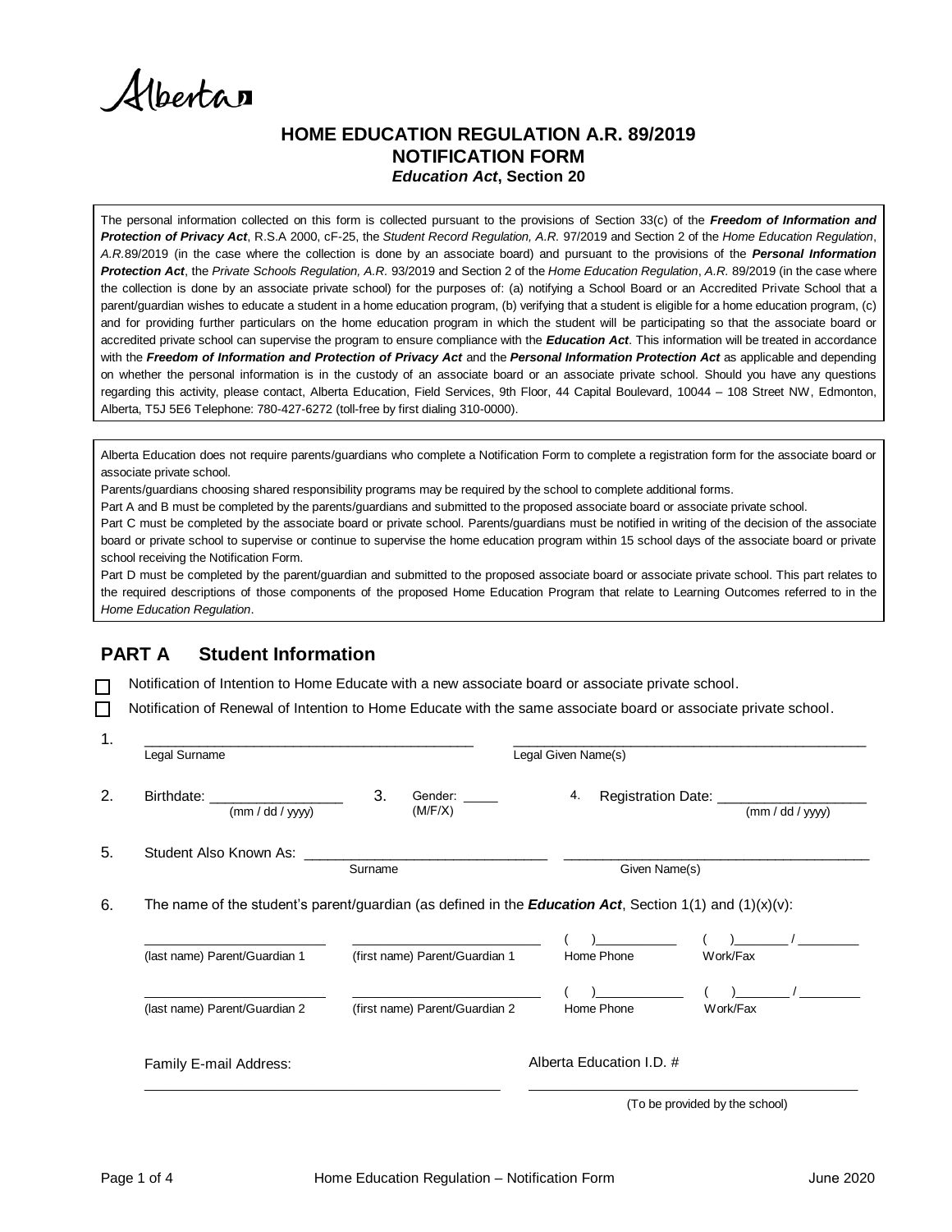Alberta

# HOME EDUCATION REGULATION A.R. 89/2019
# NOTIFICATION FORM
## *Education Act*, Section 20

The personal information collected on this form is collected pursuant to the provisions of Section 33(c) of the ***Freedom of Information and Protection of Privacy Act***, R.S.A 2000, cF-25, the *Student Record Regulation, A.R.* 97/2019 and Section 2 of the *Home Education Regulation*, *A.R.*89/2019 (in the case where the collection is done by an associate board) and pursuant to the provisions of the ***Personal Information Protection Act***, the *Private Schools Regulation, A.R.* 93/2019 and Section 2 of the *Home Education Regulation*, *A.R.* 89/2019 (in the case where the collection is done by an associate private school) for the purposes of: (a) notifying a School Board or an Accredited Private School that a parent/guardian wishes to educate a student in a home education program, (b) verifying that a student is eligible for a home education program, (c) and for providing further particulars on the home education program in which the student will be participating so that the associate board or accredited private school can supervise the program to ensure compliance with the ***Education Act***. This information will be treated in accordance with the ***Freedom of Information and Protection of Privacy Act*** and the ***Personal Information Protection Act*** as applicable and depending on whether the personal information is in the custody of an associate board or an associate private school. Should you have any questions regarding this activity, please contact, Alberta Education, Field Services, 9th Floor, 44 Capital Boulevard, 10044 – 108 Street NW, Edmonton, Alberta, T5J 5E6 Telephone: 780-427-6272 (toll-free by first dialing 310-0000).

Alberta Education does not require parents/guardians who complete a Notification Form to complete a registration form for the associate board or associate private school.

Parents/guardians choosing shared responsibility programs may be required by the school to complete additional forms.

Part A and B must be completed by the parents/guardians and submitted to the proposed associate board or associate private school.

Part C must be completed by the associate board or private school. Parents/guardians must be notified in writing of the decision of the associate board or private school to supervise or continue to supervise the home education program within 15 school days of the associate board or private school receiving the Notification Form.

Part D must be completed by the parent/guardian and submitted to the proposed associate board or associate private school. This part relates to the required descriptions of those components of the proposed Home Education Program that relate to Learning Outcomes referred to in the *Home Education Regulation*.

## PART A Student Information

☐ Notification of Intention to Home Educate with a new associate board or associate private school.

☐ Notification of Renewal of Intention to Home Educate with the same associate board or associate private school.

1. ______________________ Legal Surname ______________________ Legal Given Name(s)

2. Birthdate: ______________ (mm / dd / yyyy) 3. Gender: _____ (M/F/X) 4. Registration Date: ______________ (mm / dd / yyyy)

5. Student Also Known As: ______________ Surname ______________ Given Name(s)

6. The name of the student's parent/guardian (as defined in the ***Education Act***, Section 1(1) and (1)(x)(v):

| (last name) Parent/Guardian 1 | (first name) Parent/Guardian 1 | ( ) Home Phone | ( ) / Work/Fax |
|---|---|---|---|
| (last name) Parent/Guardian 2 | (first name) Parent/Guardian 2 | ( ) Home Phone | ( ) / Work/Fax |

Family E-mail Address: ______________________

Alberta Education I.D. # ______________________ (To be provided by the school)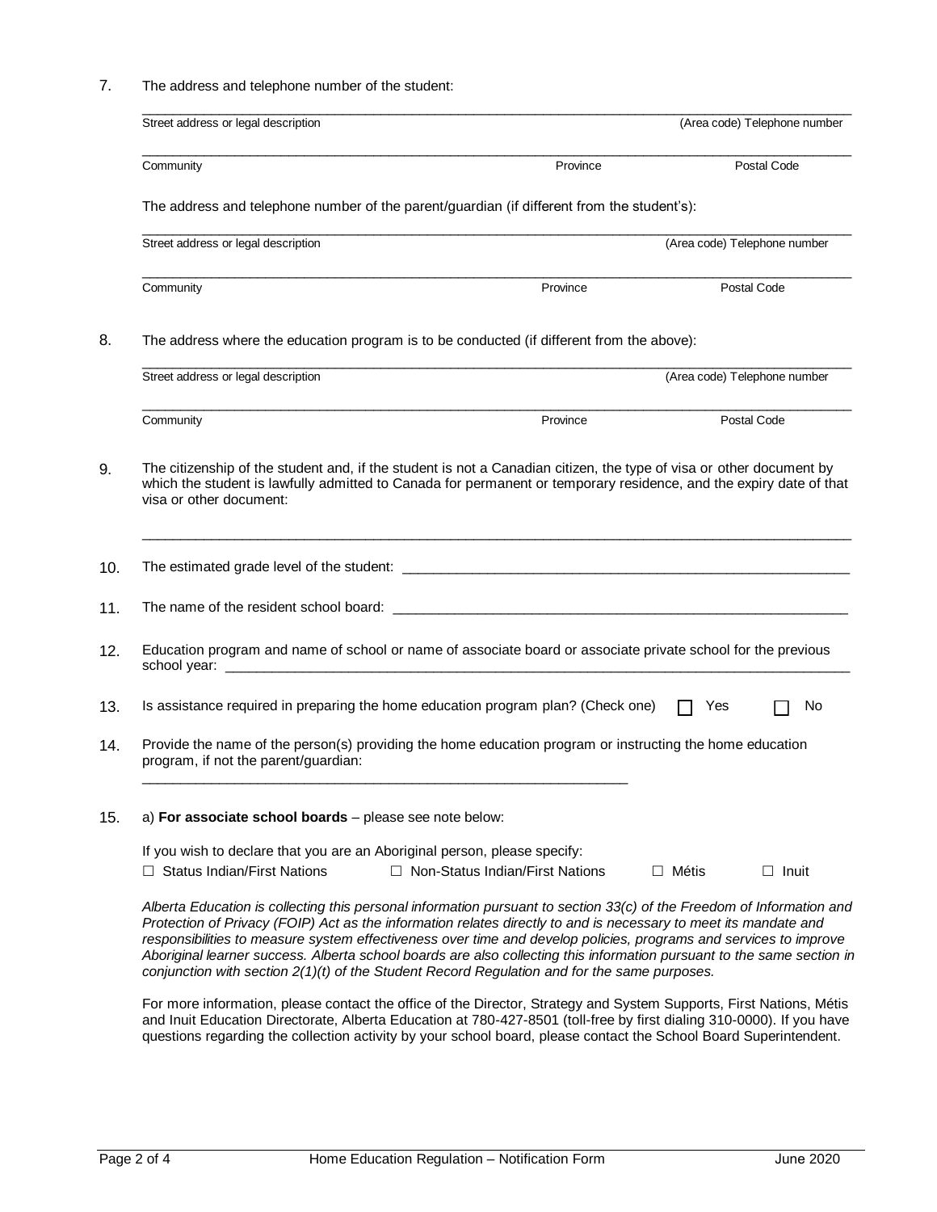7. The address and telephone number of the student:

\_\_\_\_\_\_\_\_\_\_\_\_\_\_\_\_\_\_\_\_\_\_\_\_\_\_\_\_\_\_\_\_\_\_\_\_\_\_\_\_\_\_\_\_\_\_\_\_\_\_\_\_\_\_\_\_\_\_\_\_\_\_\_\_\_\_\_\_\_\_\_\_\_\_\_\_\_\_\_\_\_\_

Street address or legal description — (Area code) Telephone number

\_\_\_\_\_\_\_\_\_\_\_\_\_\_\_\_\_\_\_\_\_\_\_\_\_\_\_\_\_\_\_\_\_\_\_\_\_\_\_\_\_\_\_\_\_\_\_\_\_\_\_\_\_\_\_\_\_\_\_\_\_\_\_\_\_\_\_\_\_\_\_\_\_\_\_\_\_\_\_\_\_\_

Community — Province — Postal Code

The address and telephone number of the parent/guardian (if different from the student's):

\_\_\_\_\_\_\_\_\_\_\_\_\_\_\_\_\_\_\_\_\_\_\_\_\_\_\_\_\_\_\_\_\_\_\_\_\_\_\_\_\_\_\_\_\_\_\_\_\_\_\_\_\_\_\_\_\_\_\_\_\_\_\_\_\_\_\_\_\_\_\_\_\_\_\_\_\_\_\_\_\_\_

Street address or legal description — (Area code) Telephone number

\_\_\_\_\_\_\_\_\_\_\_\_\_\_\_\_\_\_\_\_\_\_\_\_\_\_\_\_\_\_\_\_\_\_\_\_\_\_\_\_\_\_\_\_\_\_\_\_\_\_\_\_\_\_\_\_\_\_\_\_\_\_\_\_\_\_\_\_\_\_\_\_\_\_\_\_\_\_\_\_\_\_

Community — Province — Postal Code

8. The address where the education program is to be conducted (if different from the above):

\_\_\_\_\_\_\_\_\_\_\_\_\_\_\_\_\_\_\_\_\_\_\_\_\_\_\_\_\_\_\_\_\_\_\_\_\_\_\_\_\_\_\_\_\_\_\_\_\_\_\_\_\_\_\_\_\_\_\_\_\_\_\_\_\_\_\_\_\_\_\_\_\_\_\_\_\_\_\_\_\_\_

Street address or legal description — (Area code) Telephone number

\_\_\_\_\_\_\_\_\_\_\_\_\_\_\_\_\_\_\_\_\_\_\_\_\_\_\_\_\_\_\_\_\_\_\_\_\_\_\_\_\_\_\_\_\_\_\_\_\_\_\_\_\_\_\_\_\_\_\_\_\_\_\_\_\_\_\_\_\_\_\_\_\_\_\_\_\_\_\_\_\_\_

Community — Province — Postal Code

9. The citizenship of the student and, if the student is not a Canadian citizen, the type of visa or other document by which the student is lawfully admitted to Canada for permanent or temporary residence, and the expiry date of that visa or other document:

\_\_\_\_\_\_\_\_\_\_\_\_\_\_\_\_\_\_\_\_\_\_\_\_\_\_\_\_\_\_\_\_\_\_\_\_\_\_\_\_\_\_\_\_\_\_\_\_\_\_\_\_\_\_\_\_\_\_\_\_\_\_\_\_\_\_\_\_\_\_\_\_\_\_\_\_\_\_\_\_\_\_

10. The estimated grade level of the student: \_\_\_\_\_\_\_\_\_\_\_\_\_\_\_\_\_\_\_\_\_\_\_\_\_\_\_\_\_\_\_\_\_\_\_\_\_\_\_\_\_\_\_\_

11. The name of the resident school board: \_\_\_\_\_\_\_\_\_\_\_\_\_\_\_\_\_\_\_\_\_\_\_\_\_\_\_\_\_\_\_\_\_\_\_\_\_\_\_\_\_\_\_\_

12. Education program and name of school or name of associate board or associate private school for the previous school year: \_\_\_\_\_\_\_\_\_\_\_\_\_\_\_\_\_\_\_\_\_\_\_\_\_\_\_\_\_\_\_\_\_\_\_\_\_\_\_\_\_\_\_\_\_\_\_\_\_\_\_\_\_\_\_\_\_\_\_\_\_\_

13. Is assistance required in preparing the home education program plan? (Check one) ☐ Yes ☐ No

14. Provide the name of the person(s) providing the home education program or instructing the home education program, if not the parent/guardian:

\_\_\_\_\_\_\_\_\_\_\_\_\_\_\_\_\_\_\_\_\_\_\_\_\_\_\_\_\_\_\_\_\_\_\_\_\_\_\_\_\_\_\_\_\_\_\_\_\_\_\_\_\_\_\_\_

15. a) **For associate school boards** – please see note below:

If you wish to declare that you are an Aboriginal person, please specify:

☐ Status Indian/First Nations ☐ Non-Status Indian/First Nations ☐ Métis ☐ Inuit

*Alberta Education is collecting this personal information pursuant to section 33(c) of the Freedom of Information and Protection of Privacy (FOIP) Act as the information relates directly to and is necessary to meet its mandate and responsibilities to measure system effectiveness over time and develop policies, programs and services to improve Aboriginal learner success. Alberta school boards are also collecting this information pursuant to the same section in conjunction with section 2(1)(t) of the Student Record Regulation and for the same purposes.*

For more information, please contact the office of the Director, Strategy and System Supports, First Nations, Métis and Inuit Education Directorate, Alberta Education at 780-427-8501 (toll-free by first dialing 310-0000). If you have questions regarding the collection activity by your school board, please contact the School Board Superintendent.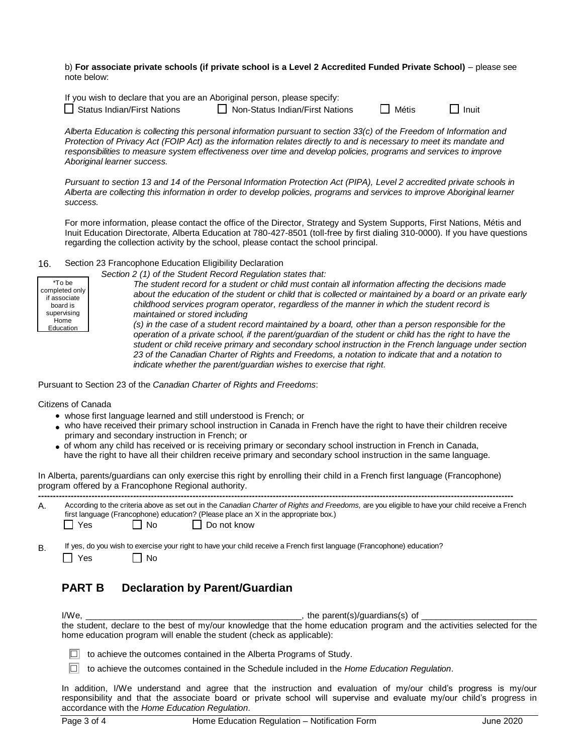b) **For associate private schools (if private school is a Level 2 Accredited Funded Private School)** – please see note below:

If you wish to declare that you are an Aboriginal person, please specify:

☐ Status Indian/First Nations ☐ Non-Status Indian/First Nations ☐ Métis ☐ Inuit

*Alberta Education is collecting this personal information pursuant to section 33(c) of the Freedom of Information and Protection of Privacy Act (FOIP Act) as the information relates directly to and is necessary to meet its mandate and responsibilities to measure system effectiveness over time and develop policies, programs and services to improve Aboriginal learner success.*

*Pursuant to section 13 and 14 of the Personal Information Protection Act (PIPA), Level 2 accredited private schools in Alberta are collecting this information in order to develop policies, programs and services to improve Aboriginal learner success.*

For more information, please contact the office of the Director, Strategy and System Supports, First Nations, Métis and Inuit Education Directorate, Alberta Education at 780-427-8501 (toll-free by first dialing 310-0000). If you have questions regarding the collection activity by the school, please contact the school principal.

16. Section 23 Francophone Education Eligibility Declaration

*To be completed only if associate board is supervising Home Education

*Section 2 (1) of the Student Record Regulation states that:*

*The student record for a student or child must contain all information affecting the decisions made about the education of the student or child that is collected or maintained by a board or an private early childhood services program operator, regardless of the manner in which the student record is maintained or stored including*

*(s) in the case of a student record maintained by a board, other than a person responsible for the operation of a private school, if the parent/guardian of the student or child has the right to have the student or child receive primary and secondary school instruction in the French language under section 23 of the Canadian Charter of Rights and Freedoms, a notation to indicate that and a notation to indicate whether the parent/guardian wishes to exercise that right.*

Pursuant to Section 23 of the *Canadian Charter of Rights and Freedoms*:

Citizens of Canada

- whose first language learned and still understood is French; or
- who have received their primary school instruction in Canada in French have the right to have their children receive primary and secondary instruction in French; or
- of whom any child has received or is receiving primary or secondary school instruction in French in Canada, have the right to have all their children receive primary and secondary school instruction in the same language.

In Alberta, parents/guardians can only exercise this right by enrolling their child in a French first language (Francophone) program offered by a Francophone Regional authority.

---

A. According to the criteria above as set out in the *Canadian Charter of Rights and Freedoms,* are you eligible to have your child receive a French first language (Francophone) education? (Please place an X in the appropriate box.)

☐ Yes ☐ No ☐ Do not know

B. If yes, do you wish to exercise your right to have your child receive a French first language (Francophone) education?

☐ Yes ☐ No

## PART B Declaration by Parent/Guardian

I/We, ____________________________________________, the parent(s)/guardians(s) of _______________________ the student, declare to the best of my/our knowledge that the home education program and the activities selected for the home education program will enable the student (check as applicable):

☐ to achieve the outcomes contained in the Alberta Programs of Study.

☐ to achieve the outcomes contained in the Schedule included in the *Home Education Regulation*.

In addition, I/We understand and agree that the instruction and evaluation of my/our child's progress is my/our responsibility and that the associate board or private school will supervise and evaluate my/our child's progress in accordance with the *Home Education Regulation*.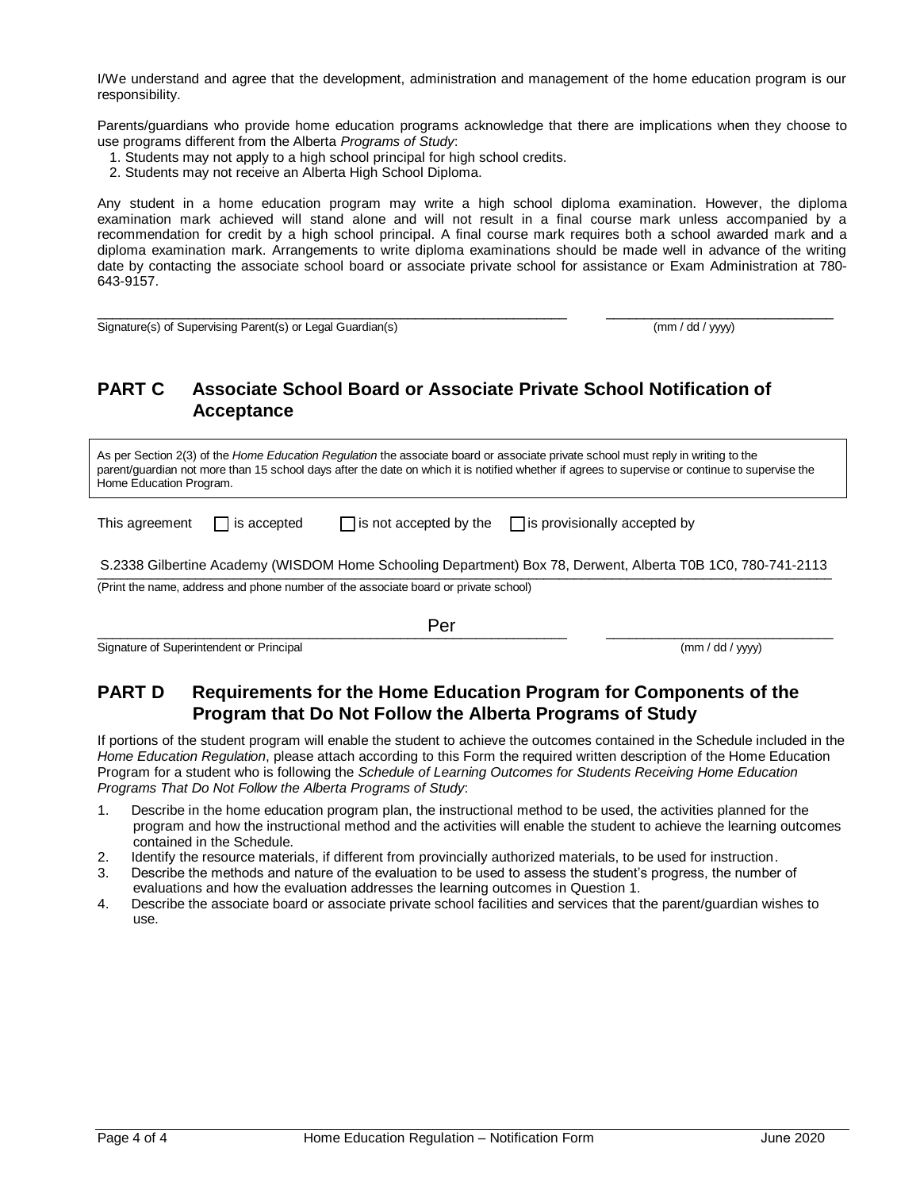I/We understand and agree that the development, administration and management of the home education program is our responsibility.

Parents/guardians who provide home education programs acknowledge that there are implications when they choose to use programs different from the Alberta *Programs of Study*:

1. Students may not apply to a high school principal for high school credits.
2. Students may not receive an Alberta High School Diploma.

Any student in a home education program may write a high school diploma examination. However, the diploma examination mark achieved will stand alone and will not result in a final course mark unless accompanied by a recommendation for credit by a high school principal. A final course mark requires both a school awarded mark and a diploma examination mark. Arrangements to write diploma examinations should be made well in advance of the writing date by contacting the associate school board or associate private school for assistance or Exam Administration at 780-643-9157.

_______________________________________________ &nbsp;&nbsp;&nbsp;&nbsp; ______________________
Signature(s) of Supervising Parent(s) or Legal Guardian(s) &nbsp;&nbsp;&nbsp;&nbsp; (mm / dd / yyyy)

## PART C Associate School Board or Associate Private School Notification of Acceptance

As per Section 2(3) of the *Home Education Regulation* the associate board or associate private school must reply in writing to the parent/guardian not more than 15 school days after the date on which it is notified whether if agrees to supervise or continue to supervise the Home Education Program.

This agreement ☐ is accepted ☐ is not accepted by the ☐ is provisionally accepted by

S.2338 Gilbertine Academy (WISDOM Home Schooling Department) Box 78, Derwent, Alberta T0B 1C0, 780-741-2113
(Print the name, address and phone number of the associate board or private school)

Per
_______________________________________________ &nbsp;&nbsp;&nbsp;&nbsp; ______________________
Signature of Superintendent or Principal &nbsp;&nbsp;&nbsp;&nbsp; (mm / dd / yyyy)

## PART D Requirements for the Home Education Program for Components of the Program that Do Not Follow the Alberta Programs of Study

If portions of the student program will enable the student to achieve the outcomes contained in the Schedule included in the *Home Education Regulation*, please attach according to this Form the required written description of the Home Education Program for a student who is following the *Schedule of Learning Outcomes for Students Receiving Home Education Programs That Do Not Follow the Alberta Programs of Study*:

1. Describe in the home education program plan, the instructional method to be used, the activities planned for the program and how the instructional method and the activities will enable the student to achieve the learning outcomes contained in the Schedule.
2. Identify the resource materials, if different from provincially authorized materials, to be used for instruction.
3. Describe the methods and nature of the evaluation to be used to assess the student's progress, the number of evaluations and how the evaluation addresses the learning outcomes in Question 1.
4. Describe the associate board or associate private school facilities and services that the parent/guardian wishes to use.